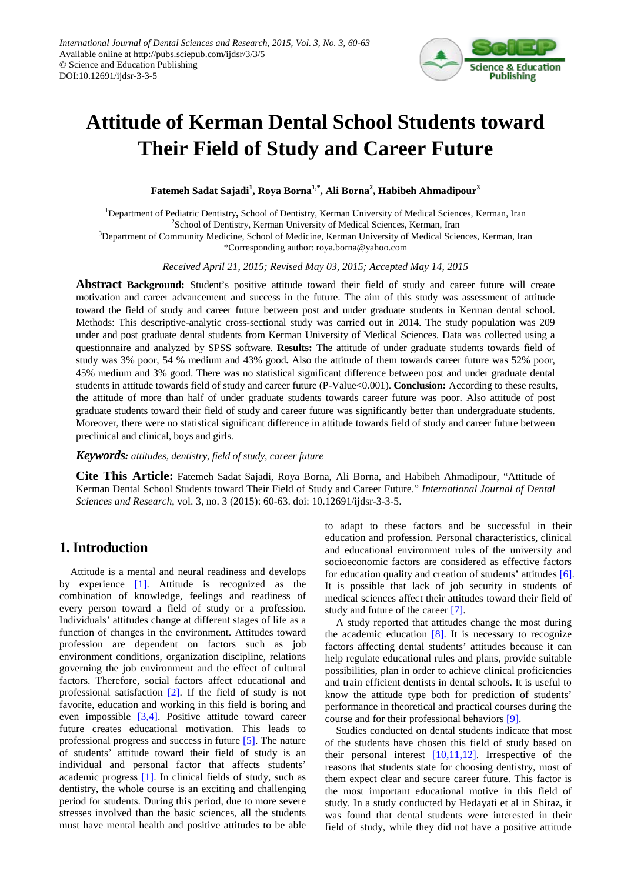# Attitude of Kerman Dental School Students toward Their Field of Study and Career Future

**Fatemeh Sadat Sajadi[1], Roya Borna[1,*], Ali Borna[2], Habibeh Ahmadipour[3]**

[1]Department of Pediatric Dentistry, School of Dentistry, Kerman University of Medical Sciences, Kerman, Iran
[2]School of Dentistry, Kerman University of Medical Sciences, Kerman, Iran
[3]Department of Community Medicine, School of Medicine, Kerman University of Medical Sciences, Kerman, Iran
*Corresponding author: roya.borna@yahoo.com

*Received April 21, 2015; Revised May 03, 2015; Accepted May 14, 2015*

**Abstract** **Background:** Student's positive attitude toward their field of study and career future will create motivation and career advancement and success in the future. The aim of this study was assessment of attitude toward the field of study and career future between post and under graduate students in Kerman dental school. Methods: This descriptive-analytic cross-sectional study was carried out in 2014. The study population was 209 under and post graduate dental students from Kerman University of Medical Sciences. Data was collected using a questionnaire and analyzed by SPSS software. **Results:** The attitude of under graduate students towards field of study was 3% poor, 54 % medium and 43% good**.** Also the attitude of them towards career future was 52% poor, 45% medium and 3% good. There was no statistical significant difference between post and under graduate dental students in attitude towards field of study and career future (P-Value<0.001). **Conclusion:** According to these results, the attitude of more than half of under graduate students towards career future was poor. Also attitude of post graduate students toward their field of study and career future was significantly better than undergraduate students. Moreover, there were no statistical significant difference in attitude towards field of study and career future between preclinical and clinical, boys and girls.

***Keywords:*** *attitudes, dentistry, field of study, career future*

**Cite This Article:** Fatemeh Sadat Sajadi, Roya Borna, Ali Borna, and Habibeh Ahmadipour, "Attitude of Kerman Dental School Students toward Their Field of Study and Career Future." *International Journal of Dental Sciences and Research*, vol. 3, no. 3 (2015): 60-63. doi: 10.12691/ijdsr-3-3-5.

## 1. Introduction

Attitude is a mental and neural readiness and develops by experience [1]. Attitude is recognized as the combination of knowledge, feelings and readiness of every person toward a field of study or a profession. Individuals' attitudes change at different stages of life as a function of changes in the environment. Attitudes toward profession are dependent on factors such as job environment conditions, organization discipline, relations governing the job environment and the effect of cultural factors. Therefore, social factors affect educational and professional satisfaction [2]. If the field of study is not favorite, education and working in this field is boring and even impossible [3,4]. Positive attitude toward career future creates educational motivation. This leads to professional progress and success in future [5]. The nature of students' attitude toward their field of study is an individual and personal factor that affects students' academic progress [1]. In clinical fields of study, such as dentistry, the whole course is an exciting and challenging period for students. During this period, due to more severe stresses involved than the basic sciences, all the students must have mental health and positive attitudes to be able to adapt to these factors and be successful in their education and profession. Personal characteristics, clinical and educational environment rules of the university and socioeconomic factors are considered as effective factors for education quality and creation of students' attitudes [6]. It is possible that lack of job security in students of medical sciences affect their attitudes toward their field of study and future of the career [7].

A study reported that attitudes change the most during the academic education [8]. It is necessary to recognize factors affecting dental students' attitudes because it can help regulate educational rules and plans, provide suitable possibilities, plan in order to achieve clinical proficiencies and train efficient dentists in dental schools. It is useful to know the attitude type both for prediction of students' performance in theoretical and practical courses during the course and for their professional behaviors [9].

Studies conducted on dental students indicate that most of the students have chosen this field of study based on their personal interest [10,11,12]. Irrespective of the reasons that students state for choosing dentistry, most of them expect clear and secure career future. This factor is the most important educational motive in this field of study. In a study conducted by Hedayati et al in Shiraz, it was found that dental students were interested in their field of study, while they did not have a positive attitude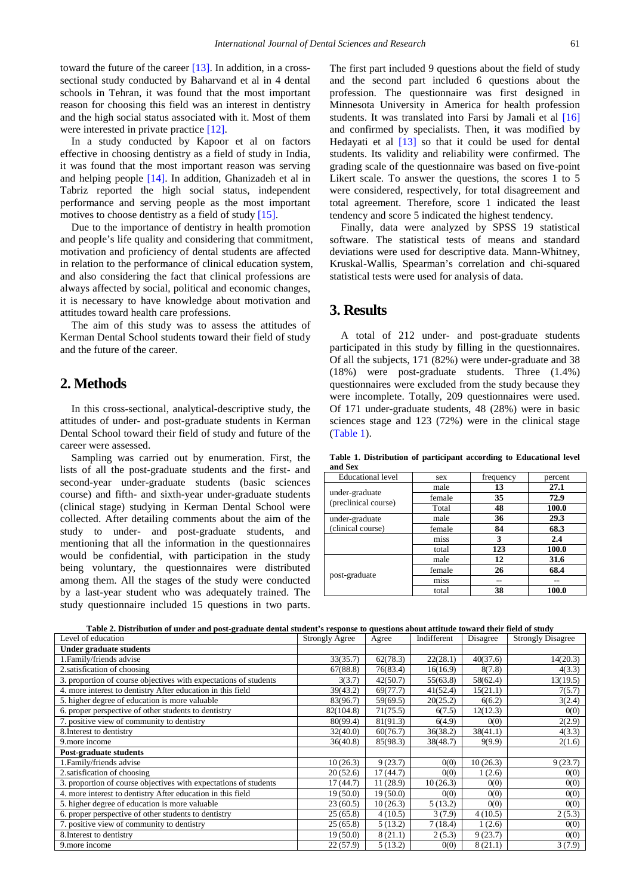toward the future of the career [13]. In addition, in a cross-sectional study conducted by Baharvand et al in 4 dental schools in Tehran, it was found that the most important reason for choosing this field was an interest in dentistry and the high social status associated with it. Most of them were interested in private practice [12].

In a study conducted by Kapoor et al on factors effective in choosing dentistry as a field of study in India, it was found that the most important reason was serving and helping people [14]. In addition, Ghanizadeh et al in Tabriz reported the high social status, independent performance and serving people as the most important motives to choose dentistry as a field of study [15].

Due to the importance of dentistry in health promotion and people's life quality and considering that commitment, motivation and proficiency of dental students are affected in relation to the performance of clinical education system, and also considering the fact that clinical professions are always affected by social, political and economic changes, it is necessary to have knowledge about motivation and attitudes toward health care professions.

The aim of this study was to assess the attitudes of Kerman Dental School students toward their field of study and the future of the career.

## 2. Methods

In this cross-sectional, analytical-descriptive study, the attitudes of under- and post-graduate students in Kerman Dental School toward their field of study and future of the career were assessed.

Sampling was carried out by enumeration. First, the lists of all the post-graduate students and the first- and second-year under-graduate students (basic sciences course) and fifth- and sixth-year under-graduate students (clinical stage) studying in Kerman Dental School were collected. After detailing comments about the aim of the study to under- and post-graduate students, and mentioning that all the information in the questionnaires would be confidential, with participation in the study being voluntary, the questionnaires were distributed among them. All the stages of the study were conducted by a last-year student who was adequately trained. The study questionnaire included 15 questions in two parts. The first part included 9 questions about the field of study and the second part included 6 questions about the profession. The questionnaire was first designed in Minnesota University in America for health profession students. It was translated into Farsi by Jamali et al [16] and confirmed by specialists. Then, it was modified by Hedayati et al [13] so that it could be used for dental students. Its validity and reliability were confirmed. The grading scale of the questionnaire was based on five-point Likert scale. To answer the questions, the scores 1 to 5 were considered, respectively, for total disagreement and total agreement. Therefore, score 1 indicated the least tendency and score 5 indicated the highest tendency.

Finally, data were analyzed by SPSS 19 statistical software. The statistical tests of means and standard deviations were used for descriptive data. Mann-Whitney, Kruskal-Wallis, Spearman's correlation and chi-squared statistical tests were used for analysis of data.

## 3. Results

A total of 212 under- and post-graduate students participated in this study by filling in the questionnaires. Of all the subjects, 171 (82%) were under-graduate and 38 (18%) were post-graduate students. Three (1.4%) questionnaires were excluded from the study because they were incomplete. Totally, 209 questionnaires were used. Of 171 under-graduate students, 48 (28%) were in basic sciences stage and 123 (72%) were in the clinical stage (Table 1).

**Table 1. Distribution of participant according to Educational level and Sex**

| Educational level | sex | frequency | percent |
|---|---|---|---|
| under-graduate (preclinical course) | male | **13** | **27.1** |
| | female | **35** | **72.9** |
| | Total | **48** | **100.0** |
| under-graduate (clinical course) | male | **36** | **29.3** |
| | female | **84** | **68.3** |
| | miss | **3** | **2.4** |
| | total | **123** | **100.0** |
| post-graduate | male | **12** | **31.6** |
| | female | **26** | **68.4** |
| | miss | -- | -- |
| | total | **38** | **100.0** |

**Table 2. Distribution of under and post-graduate dental student's response to questions about attitude toward their field of study**

| Level of education | Strongly Agree | Agree | Indifferent | Disagree | Strongly Disagree |
|---|---|---|---|---|---|
| **Under graduate students** | | | | | |
| 1.Family/friends advise | 33(35.7) | 62(78.3) | 22(28.1) | 40(37.6) | 14(20.3) |
| 2.satisfication of choosing | 67(88.8) | 76(83.4) | 16(16.9) | 8(7.8) | 4(3.3) |
| 3. proportion of course objectives with expectations of students | 3(3.7) | 42(50.7) | 55(63.8) | 58(62.4) | 13(19.5) |
| 4. more interest to dentistry After education in this field | 39(43.2) | 69(77.7) | 41(52.4) | 15(21.1) | 7(5.7) |
| 5. higher degree of education is more valuable | 83(96.7) | 59(69.5) | 20(25.2) | 6(6.2) | 3(2.4) |
| 6. proper perspective of other students to dentistry | 82(104.8) | 71(75.5) | 6(7.5) | 12(12.3) | 0(0) |
| 7. positive view of community to dentistry | 80(99.4) | 81(91.3) | 6(4.9) | 0(0) | 2(2.9) |
| 8.Interest to dentistry | 32(40.0) | 60(76.7) | 36(38.2) | 38(41.1) | 4(3.3) |
| 9.more income | 36(40.8) | 85(98.3) | 38(48.7) | 9(9.9) | 2(1.6) |
| **Post-graduate students** | | | | | |
| 1.Family/friends advise | 10 (26.3) | 9 (23.7) | 0(0) | 10 (26.3) | 9 (23.7) |
| 2.satisfication of choosing | 20 (52.6) | 17 (44.7) | 0(0) | 1 (2.6) | 0(0) |
| 3. proportion of course objectives with expectations of students | 17 (44.7) | 11 (28.9) | 10 (26.3) | 0(0) | 0(0) |
| 4. more interest to dentistry After education in this field | 19 (50.0) | 19 (50.0) | 0(0) | 0(0) | 0(0) |
| 5. higher degree of education is more valuable | 23 (60.5) | 10 (26.3) | 5 (13.2) | 0(0) | 0(0) |
| 6. proper perspective of other students to dentistry | 25 (65.8) | 4 (10.5) | 3 (7.9) | 4 (10.5) | 2 (5.3) |
| 7. positive view of community to dentistry | 25 (65.8) | 5 (13.2) | 7 (18.4) | 1 (2.6) | 0(0) |
| 8.Interest to dentistry | 19 (50.0) | 8 (21.1) | 2 (5.3) | 9 (23.7) | 0(0) |
| 9.more income | 22 (57.9) | 5 (13.2) | 0(0) | 8 (21.1) | 3 (7.9) |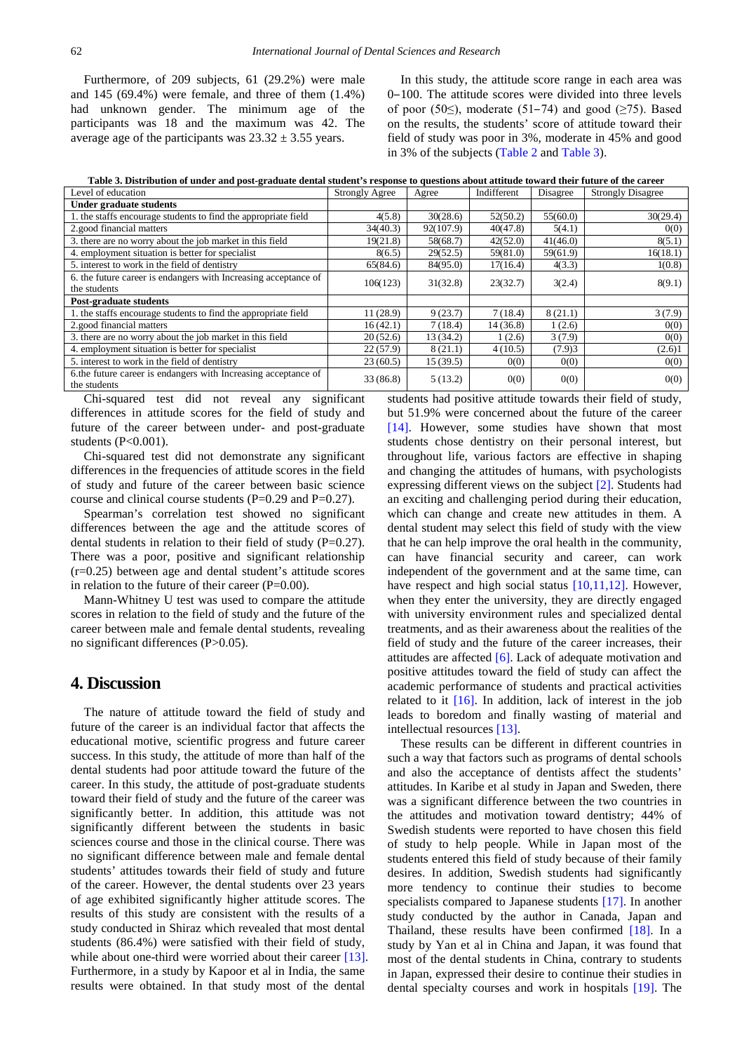Furthermore, of 209 subjects, 61 (29.2%) were male and 145 (69.4%) were female, and three of them (1.4%) had unknown gender. The minimum age of the participants was 18 and the maximum was 42. The average age of the participants was 23.32 ± 3.55 years.

In this study, the attitude score range in each area was 0–100. The attitude scores were divided into three levels of poor (50≤), moderate (51–74) and good (≥75). Based on the results, the students' score of attitude toward their field of study was poor in 3%, moderate in 45% and good in 3% of the subjects (Table 2 and Table 3).

**Table 3. Distribution of under and post-graduate dental student's response to questions about attitude toward their future of the career**

| Level of education | Strongly Agree | Agree | Indifferent | Disagree | Strongly Disagree |
|---|---|---|---|---|---|
| **Under graduate students** | | | | | |
| 1. the staffs encourage students to find the appropriate field | 4(5.8) | 30(28.6) | 52(50.2) | 55(60.0) | 30(29.4) |
| 2.good financial matters | 34(40.3) | 92(107.9) | 40(47.8) | 5(4.1) | 0(0) |
| 3. there are no worry about the job market in this field | 19(21.8) | 58(68.7) | 42(52.0) | 41(46.0) | 8(5.1) |
| 4. employment situation is better for specialist | 8(6.5) | 29(52.5) | 59(81.0) | 59(61.9) | 16(18.1) |
| 5. interest to work in the field of dentistry | 65(84.6) | 84(95.0) | 17(16.4) | 4(3.3) | 1(0.8) |
| 6. the future career is endangers with Increasing acceptance of the students | 106(123) | 31(32.8) | 23(32.7) | 3(2.4) | 8(9.1) |
| **Post-graduate students** | | | | | |
| 1. the staffs encourage students to find the appropriate field | 11 (28.9) | 9 (23.7) | 7 (18.4) | 8 (21.1) | 3 (7.9) |
| 2.good financial matters | 16 (42.1) | 7 (18.4) | 14 (36.8) | 1 (2.6) | 0(0) |
| 3. there are no worry about the job market in this field | 20 (52.6) | 13 (34.2) | 1 (2.6) | 3 (7.9) | 0(0) |
| 4. employment situation is better for specialist | 22 (57.9) | 8 (21.1) | 4 (10.5) | (7.9)3 | (2.6)1 |
| 5. interest to work in the field of dentistry | 23 (60.5) | 15 (39.5) | 0(0) | 0(0) | 0(0) |
| 6.the future career is endangers with Increasing acceptance of the students | 33 (86.8) | 5 (13.2) | 0(0) | 0(0) | 0(0) |

Chi-squared test did not reveal any significant differences in attitude scores for the field of study and future of the career between under- and post-graduate students (P<0.001).

Chi-squared test did not demonstrate any significant differences in the frequencies of attitude scores in the field of study and future of the career between basic science course and clinical course students (P=0.29 and P=0.27).

Spearman's correlation test showed no significant differences between the age and the attitude scores of dental students in relation to their field of study (P=0.27). There was a poor, positive and significant relationship (r=0.25) between age and dental student's attitude scores in relation to the future of their career (P=0.00).

Mann-Whitney U test was used to compare the attitude scores in relation to the field of study and the future of the career between male and female dental students, revealing no significant differences (P>0.05).

## 4. Discussion

The nature of attitude toward the field of study and future of the career is an individual factor that affects the educational motive, scientific progress and future career success. In this study, the attitude of more than half of the dental students had poor attitude toward the future of the career. In this study, the attitude of post-graduate students toward their field of study and the future of the career was significantly better. In addition, this attitude was not significantly different between the students in basic sciences course and those in the clinical course. There was no significant difference between male and female dental students' attitudes towards their field of study and future of the career. However, the dental students over 23 years of age exhibited significantly higher attitude scores. The results of this study are consistent with the results of a study conducted in Shiraz which revealed that most dental students (86.4%) were satisfied with their field of study, while about one-third were worried about their career [13]. Furthermore, in a study by Kapoor et al in India, the same results were obtained. In that study most of the dental students had positive attitude towards their field of study, but 51.9% were concerned about the future of the career [14]. However, some studies have shown that most students chose dentistry on their personal interest, but throughout life, various factors are effective in shaping and changing the attitudes of humans, with psychologists expressing different views on the subject [2]. Students had an exciting and challenging period during their education, which can change and create new attitudes in them. A dental student may select this field of study with the view that he can help improve the oral health in the community, can have financial security and career, can work independent of the government and at the same time, can have respect and high social status [10,11,12]. However, when they enter the university, they are directly engaged with university environment rules and specialized dental treatments, and as their awareness about the realities of the field of study and the future of the career increases, their attitudes are affected [6]. Lack of adequate motivation and positive attitudes toward the field of study can affect the academic performance of students and practical activities related to it [16]. In addition, lack of interest in the job leads to boredom and finally wasting of material and intellectual resources [13].

These results can be different in different countries in such a way that factors such as programs of dental schools and also the acceptance of dentists affect the students' attitudes. In Karibe et al study in Japan and Sweden, there was a significant difference between the two countries in the attitudes and motivation toward dentistry; 44% of Swedish students were reported to have chosen this field of study to help people. While in Japan most of the students entered this field of study because of their family desires. In addition, Swedish students had significantly more tendency to continue their studies to become specialists compared to Japanese students [17]. In another study conducted by the author in Canada, Japan and Thailand, these results have been confirmed [18]. In a study by Yan et al in China and Japan, it was found that most of the dental students in China, contrary to students in Japan, expressed their desire to continue their studies in dental specialty courses and work in hospitals [19]. The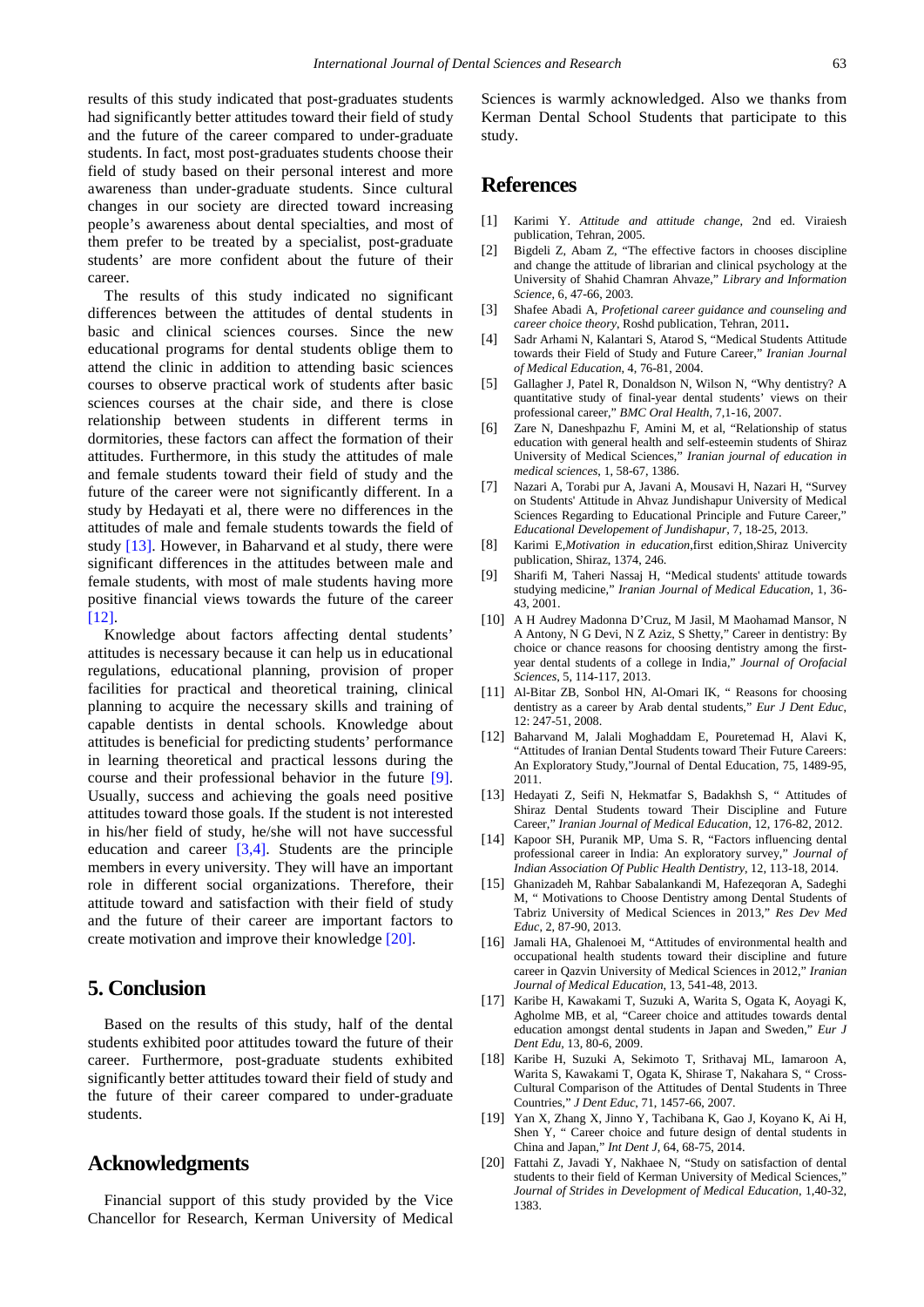results of this study indicated that post-graduates students had significantly better attitudes toward their field of study and the future of the career compared to under-graduate students. In fact, most post-graduates students choose their field of study based on their personal interest and more awareness than under-graduate students. Since cultural changes in our society are directed toward increasing people's awareness about dental specialties, and most of them prefer to be treated by a specialist, post-graduate students' are more confident about the future of their career.

The results of this study indicated no significant differences between the attitudes of dental students in basic and clinical sciences courses. Since the new educational programs for dental students oblige them to attend the clinic in addition to attending basic sciences courses to observe practical work of students after basic sciences courses at the chair side, and there is close relationship between students in different terms in dormitories, these factors can affect the formation of their attitudes. Furthermore, in this study the attitudes of male and female students toward their field of study and the future of the career were not significantly different. In a study by Hedayati et al, there were no differences in the attitudes of male and female students towards the field of study [13]. However, in Baharvand et al study, there were significant differences in the attitudes between male and female students, with most of male students having more positive financial views towards the future of the career [12].

Knowledge about factors affecting dental students' attitudes is necessary because it can help us in educational regulations, educational planning, provision of proper facilities for practical and theoretical training, clinical planning to acquire the necessary skills and training of capable dentists in dental schools. Knowledge about attitudes is beneficial for predicting students' performance in learning theoretical and practical lessons during the course and their professional behavior in the future [9]. Usually, success and achieving the goals need positive attitudes toward those goals. If the student is not interested in his/her field of study, he/she will not have successful education and career [3,4]. Students are the principle members in every university. They will have an important role in different social organizations. Therefore, their attitude toward and satisfaction with their field of study and the future of their career are important factors to create motivation and improve their knowledge [20].

## 5. Conclusion

Based on the results of this study, half of the dental students exhibited poor attitudes toward the future of their career. Furthermore, post-graduate students exhibited significantly better attitudes toward their field of study and the future of their career compared to under-graduate students.

## Acknowledgments

Financial support of this study provided by the Vice Chancellor for Research, Kerman University of Medical Sciences is warmly acknowledged. Also we thanks from Kerman Dental School Students that participate to this study.

## References

[1] Karimi Y. *Attitude and attitude change*, 2nd ed. Viraiesh publication, Tehran, 2005.

[2] Bigdeli Z, Abam Z, "The effective factors in chooses discipline and change the attitude of librarian and clinical psychology at the University of Shahid Chamran Ahvaze," *Library and Information Science*, 6, 47-66, 2003.

[3] Shafee Abadi A, *Profetional career guidance and counseling and career choice theory*, Roshd publication, Tehran, 2011.

[4] Sadr Arhami N, Kalantari S, Atarod S, "Medical Students Attitude towards their Field of Study and Future Career," *Iranian Journal of Medical Education*, 4, 76-81, 2004.

[5] Gallagher J, Patel R, Donaldson N, Wilson N, "Why dentistry? A quantitative study of final-year dental students' views on their professional career," *BMC Oral Health*, 7,1-16, 2007.

[6] Zare N, Daneshpazhu F, Amini M, et al, "Relationship of status education with general health and self-esteemin students of Shiraz University of Medical Sciences," *Iranian journal of education in medical sciences*, 1, 58-67, 1386.

[7] Nazari A, Torabi pur A, Javani A, Mousavi H, Nazari H, "Survey on Students' Attitude in Ahvaz Jundishapur University of Medical Sciences Regarding to Educational Principle and Future Career," *Educational Developement of Jundishapur*, 7, 18-25, 2013.

[8] Karimi E,*Motivation in education*,first edition,Shiraz Univercity publication, Shiraz, 1374, 246.

[9] Sharifi M, Taheri Nassaj H, "Medical students' attitude towards studying medicine," *Iranian Journal of Medical Education*, 1, 36-43, 2001.

[10] A H Audrey Madonna D'Cruz, M Jasil, M Maohamad Mansor, N A Antony, N G Devi, N Z Aziz, S Shetty," Career in dentistry: By choice or chance reasons for choosing dentistry among the first-year dental students of a college in India," *Journal of Orofacial Sciences*, 5, 114-117, 2013.

[11] Al-Bitar ZB, Sonbol HN, Al-Omari IK, " Reasons for choosing dentistry as a career by Arab dental students," *Eur J Dent Educ*, 12: 247-51, 2008.

[12] Baharvand M, Jalali Moghaddam E, Pouretemad H, Alavi K, "Attitudes of Iranian Dental Students toward Their Future Careers: An Exploratory Study,"Journal of Dental Education, 75, 1489-95, 2011.

[13] Hedayati Z, Seifi N, Hekmatfar S, Badakhsh S, " Attitudes of Shiraz Dental Students toward Their Discipline and Future Career," *Iranian Journal of Medical Education*, 12, 176-82, 2012.

[14] Kapoor SH, Puranik MP, Uma S. R, "Factors influencing dental professional career in India: An exploratory survey," *Journal of Indian Association Of Public Health Dentistry*, 12, 113-18, 2014.

[15] Ghanizadeh M, Rahbar Sabalankandi M, Hafezeqoran A, Sadeghi M, " Motivations to Choose Dentistry among Dental Students of Tabriz University of Medical Sciences in 2013," *Res Dev Med Educ*, 2, 87-90, 2013.

[16] Jamali HA, Ghalenoei M, "Attitudes of environmental health and occupational health students toward their discipline and future career in Qazvin University of Medical Sciences in 2012," *Iranian Journal of Medical Education*, 13, 541-48, 2013.

[17] Karibe H, Kawakami T, Suzuki A, Warita S, Ogata K, Aoyagi K, Agholme MB, et al, "Career choice and attitudes towards dental education amongst dental students in Japan and Sweden," *Eur J Dent Edu*, 13, 80-6, 2009.

[18] Karibe H, Suzuki A, Sekimoto T, Srithavaj ML, Iamaroon A, Warita S, Kawakami T, Ogata K, Shirase T, Nakahara S, " Cross-Cultural Comparison of the Attitudes of Dental Students in Three Countries," *J Dent Educ*, 71, 1457-66, 2007.

[19] Yan X, Zhang X, Jinno Y, Tachibana K, Gao J, Koyano K, Ai H, Shen Y, " Career choice and future design of dental students in China and Japan," *Int Dent J*, 64, 68-75, 2014.

[20] Fattahi Z, Javadi Y, Nakhaee N, "Study on satisfaction of dental students to their field of Kerman University of Medical Sciences," *Journal of Strides in Development of Medical Education*, 1,40-32, 1383.